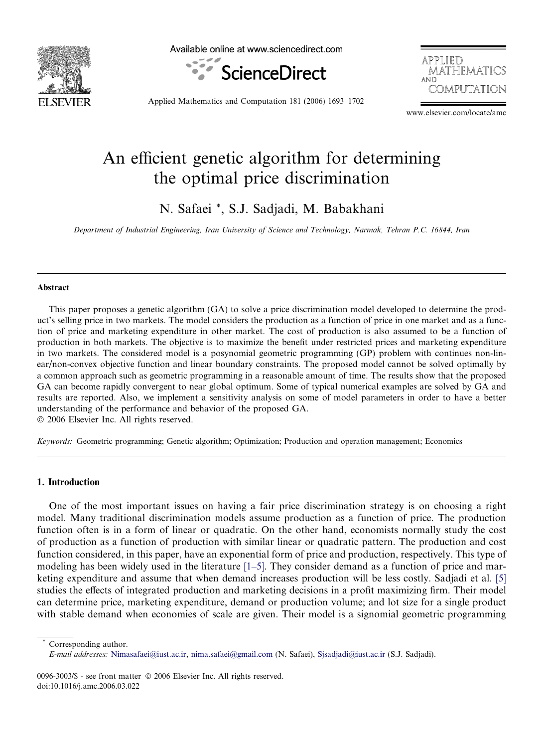# An efficient genetic algorithm for determining the optimal price discrimination

N. Safaei *, S.J. Sadjadi, M. Babakhani

*Department of Industrial Engineering, Iran University of Science and Technology, Narmak, Tehran P.C. 16844, Iran*

## Abstract

This paper proposes a genetic algorithm (GA) to solve a price discrimination model developed to determine the product's selling price in two markets. The model considers the production as a function of price in one market and as a function of price and marketing expenditure in other market. The cost of production is also assumed to be a function of production in both markets. The objective is to maximize the benefit under restricted prices and marketing expenditure in two markets. The considered model is a posynomial geometric programming (GP) problem with continues non-linear/non-convex objective function and linear boundary constraints. The proposed model cannot be solved optimally by a common approach such as geometric programming in a reasonable amount of time. The results show that the proposed GA can become rapidly convergent to near global optimum. Some of typical numerical examples are solved by GA and results are reported. Also, we implement a sensitivity analysis on some of model parameters in order to have a better understanding of the performance and behavior of the proposed GA.

© 2006 Elsevier Inc. All rights reserved.

*Keywords:* Geometric programming; Genetic algorithm; Optimization; Production and operation management; Economics

## 1. Introduction

One of the most important issues on having a fair price discrimination strategy is on choosing a right model. Many traditional discrimination models assume production as a function of price. The production function often is in a form of linear or quadratic. On the other hand, economists normally study the cost of production as a function of production with similar linear or quadratic pattern. The production and cost function considered, in this paper, have an exponential form of price and production, respectively. This type of modeling has been widely used in the literature [1–5]. They consider demand as a function of price and marketing expenditure and assume that when demand increases production will be less costly. Sadjadi et al. [5] studies the effects of integrated production and marketing decisions in a profit maximizing firm. Their model can determine price, marketing expenditure, demand or production volume; and lot size for a single product with stable demand when economies of scale are given. Their model is a signomial geometric programming

---

* Corresponding author.
*E-mail addresses:* Nimasafaei@iust.ac.ir, nima.safaei@gmail.com (N. Safaei), Sjsadjadi@iust.ac.ir (S.J. Sadjadi).

0096-3003/$ - see front matter © 2006 Elsevier Inc. All rights reserved.
doi:10.1016/j.amc.2006.03.022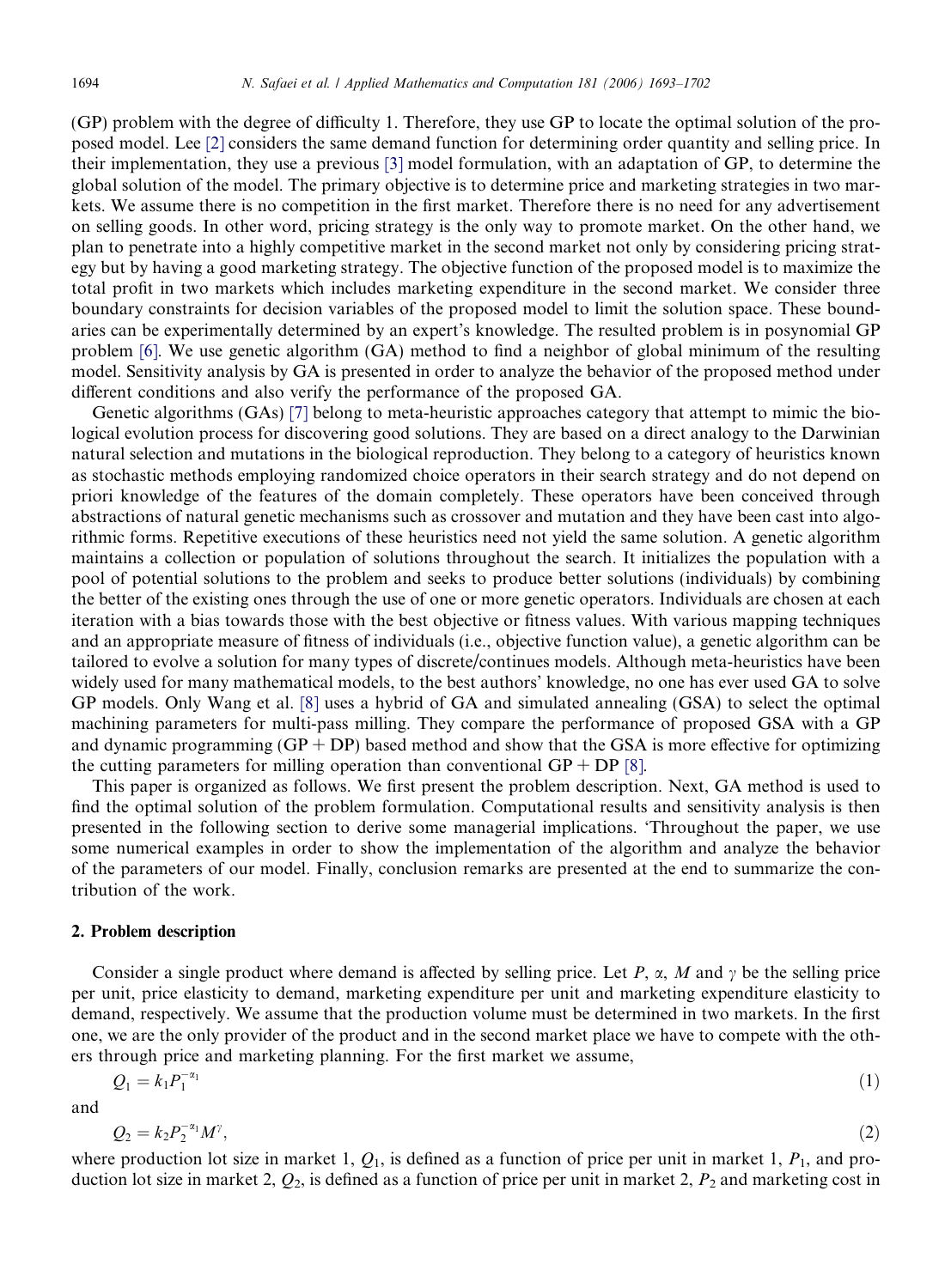(GP) problem with the degree of difficulty 1. Therefore, they use GP to locate the optimal solution of the proposed model. Lee [2] considers the same demand function for determining order quantity and selling price. In their implementation, they use a previous [3] model formulation, with an adaptation of GP, to determine the global solution of the model. The primary objective is to determine price and marketing strategies in two markets. We assume there is no competition in the first market. Therefore there is no need for any advertisement on selling goods. In other word, pricing strategy is the only way to promote market. On the other hand, we plan to penetrate into a highly competitive market in the second market not only by considering pricing strategy but by having a good marketing strategy. The objective function of the proposed model is to maximize the total profit in two markets which includes marketing expenditure in the second market. We consider three boundary constraints for decision variables of the proposed model to limit the solution space. These boundaries can be experimentally determined by an expert's knowledge. The resulted problem is in posynomial GP problem [6]. We use genetic algorithm (GA) method to find a neighbor of global minimum of the resulting model. Sensitivity analysis by GA is presented in order to analyze the behavior of the proposed method under different conditions and also verify the performance of the proposed GA.

Genetic algorithms (GAs) [7] belong to meta-heuristic approaches category that attempt to mimic the biological evolution process for discovering good solutions. They are based on a direct analogy to the Darwinian natural selection and mutations in the biological reproduction. They belong to a category of heuristics known as stochastic methods employing randomized choice operators in their search strategy and do not depend on priori knowledge of the features of the domain completely. These operators have been conceived through abstractions of natural genetic mechanisms such as crossover and mutation and they have been cast into algorithmic forms. Repetitive executions of these heuristics need not yield the same solution. A genetic algorithm maintains a collection or population of solutions throughout the search. It initializes the population with a pool of potential solutions to the problem and seeks to produce better solutions (individuals) by combining the better of the existing ones through the use of one or more genetic operators. Individuals are chosen at each iteration with a bias towards those with the best objective or fitness values. With various mapping techniques and an appropriate measure of fitness of individuals (i.e., objective function value), a genetic algorithm can be tailored to evolve a solution for many types of discrete/continues models. Although meta-heuristics have been widely used for many mathematical models, to the best authors' knowledge, no one has ever used GA to solve GP models. Only Wang et al. [8] uses a hybrid of GA and simulated annealing (GSA) to select the optimal machining parameters for multi-pass milling. They compare the performance of proposed GSA with a GP and dynamic programming (GP + DP) based method and show that the GSA is more effective for optimizing the cutting parameters for milling operation than conventional GP + DP [8].

This paper is organized as follows. We first present the problem description. Next, GA method is used to find the optimal solution of the problem formulation. Computational results and sensitivity analysis is then presented in the following section to derive some managerial implications. 'Throughout the paper, we use some numerical examples in order to show the implementation of the algorithm and analyze the behavior of the parameters of our model. Finally, conclusion remarks are presented at the end to summarize the contribution of the work.

## 2. Problem description

Consider a single product where demand is affected by selling price. Let $P$, $\alpha$, $M$ and $\gamma$ be the selling price per unit, price elasticity to demand, marketing expenditure per unit and marketing expenditure elasticity to demand, respectively. We assume that the production volume must be determined in two markets. In the first one, we are the only provider of the product and in the second market place we have to compete with the others through price and marketing planning. For the first market we assume,

$$Q_1 = k_1 P_1^{-\alpha_1} \tag{1}$$

and

$$Q_2 = k_2 P_2^{-\alpha_1} M^{\gamma}, \tag{2}$$

where production lot size in market 1, $Q_1$, is defined as a function of price per unit in market 1, $P_1$, and production lot size in market 2, $Q_2$, is defined as a function of price per unit in market 2, $P_2$ and marketing cost in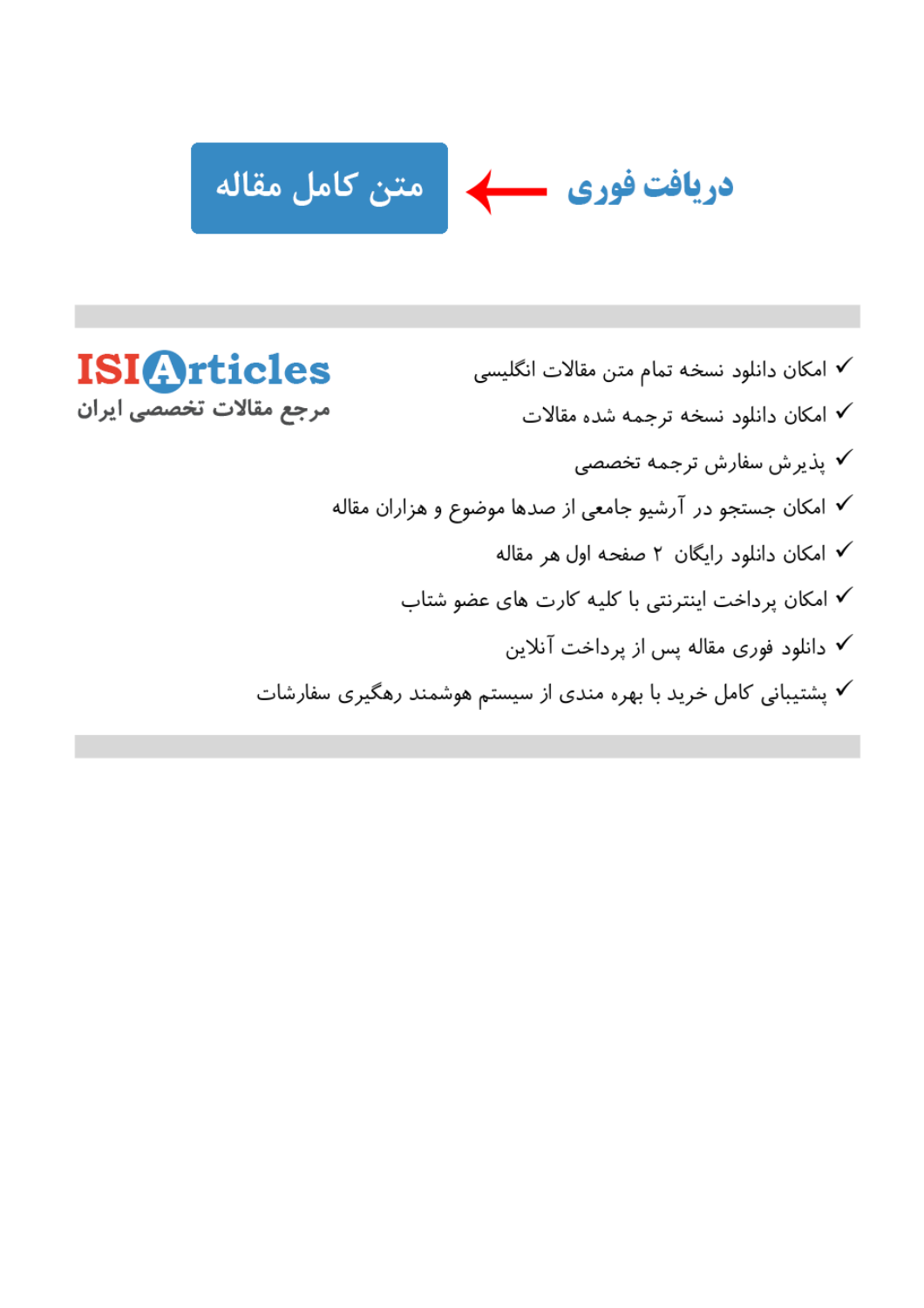دریافت فوری ← **متن کامل مقاله**

**ISIArticles**
مرجع مقالات تخصصی ایران

- ✓ امکان دانلود نسخه تمام متن مقالات انگلیسی
- ✓ امکان دانلود نسخه ترجمه شده مقالات
- ✓ پذیرش سفارش ترجمه تخصصی
- ✓ امکان جستجو در آرشیو جامعی از صدها موضوع و هزاران مقاله
- ✓ امکان دانلود رایگان ۲ صفحه اول هر مقاله
- ✓ امکان پرداخت اینترنتی با کلیه کارت های عضو شتاب
- ✓ دانلود فوری مقاله پس از پرداخت آنلاین
- ✓ پشتیبانی کامل خرید با بهره مندی از سیستم هوشمند رهگیری سفارشات